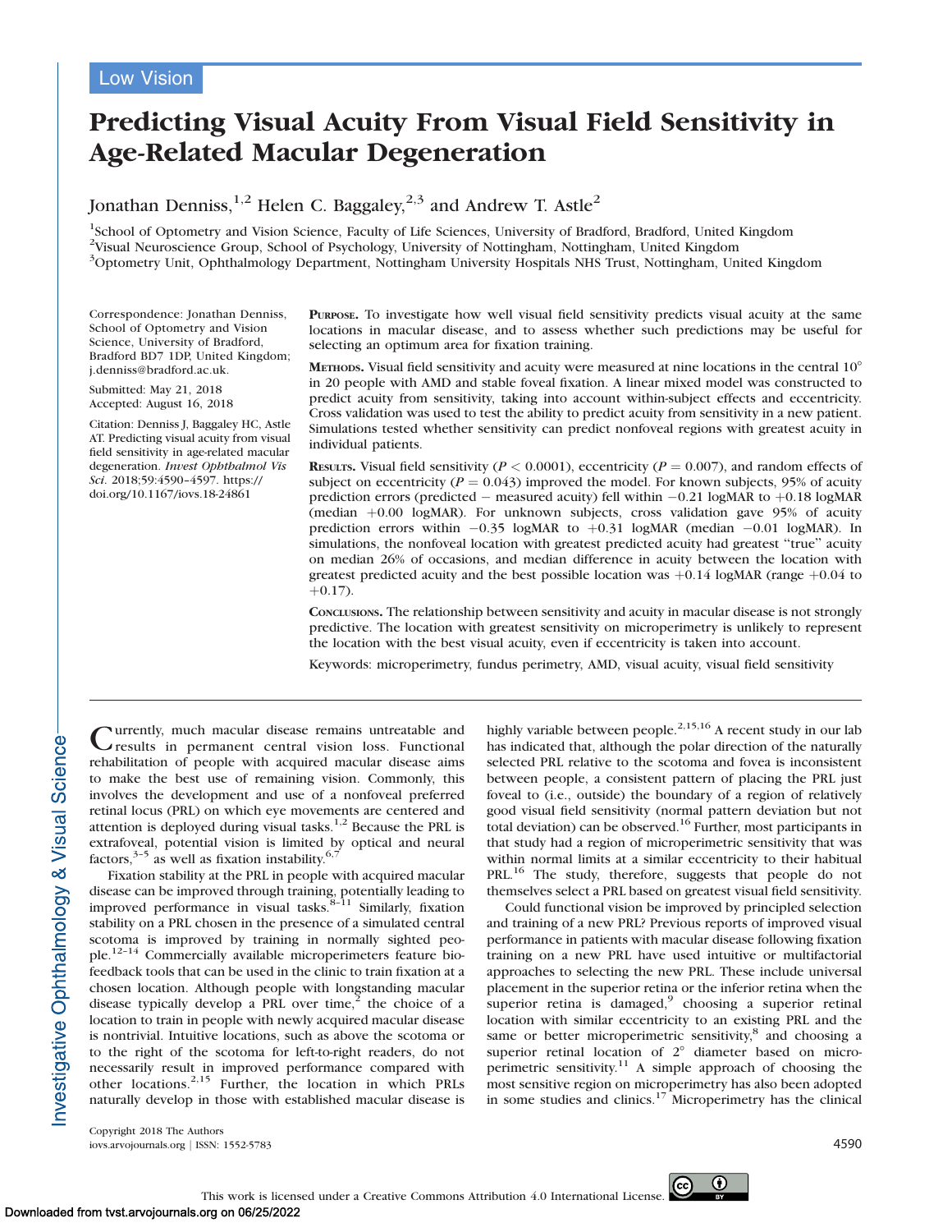Low Vision

# Predicting Visual Acuity From Visual Field Sensitivity in Age-Related Macular Degeneration

Jonathan Denniss,[1,2] Helen C. Baggaley,[2,3] and Andrew T. Astle[2]

[1]School of Optometry and Vision Science, Faculty of Life Sciences, University of Bradford, Bradford, United Kingdom
[2]Visual Neuroscience Group, School of Psychology, University of Nottingham, Nottingham, United Kingdom
[3]Optometry Unit, Ophthalmology Department, Nottingham University Hospitals NHS Trust, Nottingham, United Kingdom

Correspondence: Jonathan Denniss, School of Optometry and Vision Science, University of Bradford, Bradford BD7 1DP, United Kingdom; j.denniss@bradford.ac.uk.

Submitted: May 21, 2018
Accepted: August 16, 2018

Citation: Denniss J, Baggaley HC, Astle AT. Predicting visual acuity from visual field sensitivity in age-related macular degeneration. *Invest Ophthalmol Vis Sci.* 2018;59:4590–4597. https://doi.org/10.1167/iovs.18-24861

**Purpose.** To investigate how well visual field sensitivity predicts visual acuity at the same locations in macular disease, and to assess whether such predictions may be useful for selecting an optimum area for fixation training.

**Methods.** Visual field sensitivity and acuity were measured at nine locations in the central 10° in 20 people with AMD and stable foveal fixation. A linear mixed model was constructed to predict acuity from sensitivity, taking into account within-subject effects and eccentricity. Cross validation was used to test the ability to predict acuity from sensitivity in a new patient. Simulations tested whether sensitivity can predict nonfoveal regions with greatest acuity in individual patients.

**Results.** Visual field sensitivity ($P < 0.0001$), eccentricity ($P = 0.007$), and random effects of subject on eccentricity ($P = 0.043$) improved the model. For known subjects, 95% of acuity prediction errors (predicted − measured acuity) fell within −0.21 logMAR to +0.18 logMAR (median +0.00 logMAR). For unknown subjects, cross validation gave 95% of acuity prediction errors within −0.35 logMAR to +0.31 logMAR (median −0.01 logMAR). In simulations, the nonfoveal location with greatest predicted acuity had greatest "true" acuity on median 26% of occasions, and median difference in acuity between the location with greatest predicted acuity and the best possible location was +0.14 logMAR (range +0.04 to +0.17).

**Conclusions.** The relationship between sensitivity and acuity in macular disease is not strongly predictive. The location with greatest sensitivity on microperimetry is unlikely to represent the location with the best visual acuity, even if eccentricity is taken into account.

Keywords: microperimetry, fundus perimetry, AMD, visual acuity, visual field sensitivity

Currently, much macular disease remains untreatable and results in permanent central vision loss. Functional rehabilitation of people with acquired macular disease aims to make the best use of remaining vision. Commonly, this involves the development and use of a nonfoveal preferred retinal locus (PRL) on which eye movements are centered and attention is deployed during visual tasks.[1,2] Because the PRL is extrafoveal, potential vision is limited by optical and neural factors,[3–5] as well as fixation instability.[6,7]

Fixation stability at the PRL in people with acquired macular disease can be improved through training, potentially leading to improved performance in visual tasks.[8–11] Similarly, fixation stability on a PRL chosen in the presence of a simulated central scotoma is improved by training in normally sighted people.[12–14] Commercially available microperimeters feature biofeedback tools that can be used in the clinic to train fixation at a chosen location. Although people with longstanding macular disease typically develop a PRL over time,[2] the choice of a location to train in people with newly acquired macular disease is nontrivial. Intuitive locations, such as above the scotoma or to the right of the scotoma for left-to-right readers, do not necessarily result in improved performance compared with other locations.[2,15] Further, the location in which PRLs naturally develop in those with established macular disease is highly variable between people.[2,15,16] A recent study in our lab has indicated that, although the polar direction of the naturally selected PRL relative to the scotoma and fovea is inconsistent between people, a consistent pattern of placing the PRL just foveal to (i.e., outside) the boundary of a region of relatively good visual field sensitivity (normal pattern deviation but not total deviation) can be observed.[16] Further, most participants in that study had a region of microperimetric sensitivity that was within normal limits at a similar eccentricity to their habitual PRL.[16] The study, therefore, suggests that people do not themselves select a PRL based on greatest visual field sensitivity.

Could functional vision be improved by principled selection and training of a new PRL? Previous reports of improved visual performance in patients with macular disease following fixation training on a new PRL have used intuitive or multifactorial approaches to selecting the new PRL. These include universal placement in the superior retina or the inferior retina when the superior retina is damaged,[9] choosing a superior retinal location with similar eccentricity to an existing PRL and the same or better microperimetric sensitivity,[8] and choosing a superior retinal location of 2° diameter based on microperimetric sensitivity.[11] A simple approach of choosing the most sensitive region on microperimetry has also been adopted in some studies and clinics.[17] Microperimetry has the clinical

Copyright 2018 The Authors
iovs.arvojournals.org | ISSN: 1552-5783

This work is licensed under a Creative Commons Attribution 4.0 International License.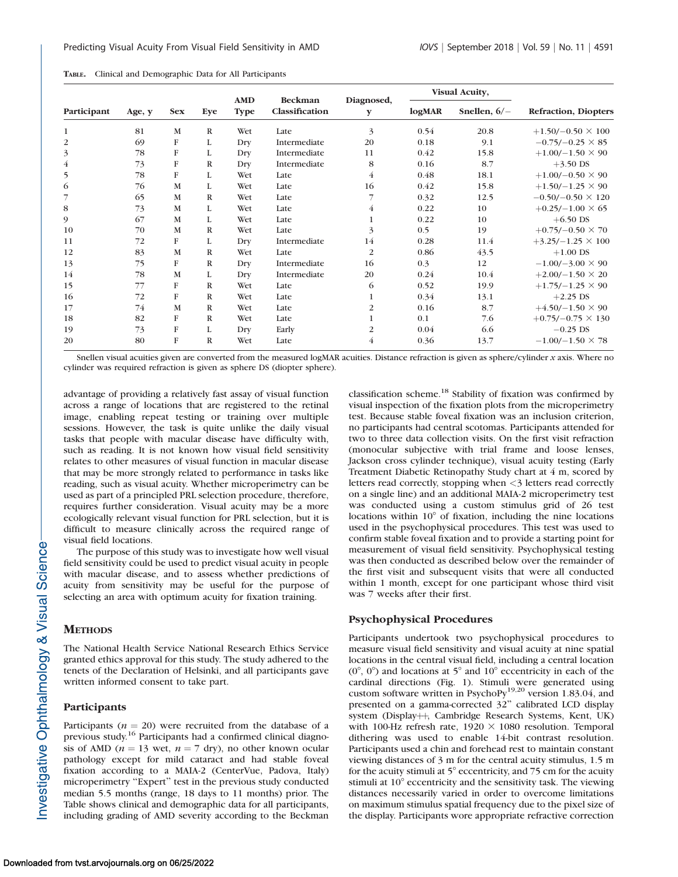**Table.** Clinical and Demographic Data for All Participants

| Participant | Age, y | Sex | Eye | AMD Type | Beckman Classification | Diagnosed, y | Visual Acuity, | | Refraction, Diopters |
|---|---|---|---|---|---|---|---|---|---|
| | | | | | | | logMAR | Snellen, 6/− | |
| 1 | 81 | M | R | Wet | Late | 3 | 0.54 | 20.8 | +1.50/−0.50 × 100 |
| 2 | 69 | F | L | Dry | Intermediate | 20 | 0.18 | 9.1 | −0.75/−0.25 × 85 |
| 3 | 78 | F | L | Dry | Intermediate | 11 | 0.42 | 15.8 | +1.00/−1.50 × 90 |
| 4 | 73 | F | R | Dry | Intermediate | 8 | 0.16 | 8.7 | +3.50 DS |
| 5 | 78 | F | L | Wet | Late | 4 | 0.48 | 18.1 | +1.00/−0.50 × 90 |
| 6 | 76 | M | L | Wet | Late | 16 | 0.42 | 15.8 | +1.50/−1.25 × 90 |
| 7 | 65 | M | R | Wet | Late | 7 | 0.32 | 12.5 | −0.50/−0.50 × 120 |
| 8 | 73 | M | L | Wet | Late | 4 | 0.22 | 10 | +0.25/−1.00 × 65 |
| 9 | 67 | M | L | Wet | Late | 1 | 0.22 | 10 | +6.50 DS |
| 10 | 70 | M | R | Wet | Late | 3 | 0.5 | 19 | +0.75/−0.50 × 70 |
| 11 | 72 | F | L | Dry | Intermediate | 14 | 0.28 | 11.4 | +3.25/−1.25 × 100 |
| 12 | 83 | M | R | Wet | Late | 2 | 0.86 | 43.5 | +1.00 DS |
| 13 | 75 | F | R | Dry | Intermediate | 16 | 0.3 | 12 | −1.00/−3.00 × 90 |
| 14 | 78 | M | L | Dry | Intermediate | 20 | 0.24 | 10.4 | +2.00/−1.50 × 20 |
| 15 | 77 | F | R | Wet | Late | 6 | 0.52 | 19.9 | +1.75/−1.25 × 90 |
| 16 | 72 | F | R | Wet | Late | 1 | 0.34 | 13.1 | +2.25 DS |
| 17 | 74 | M | R | Wet | Late | 2 | 0.16 | 8.7 | +4.50/−1.50 × 90 |
| 18 | 82 | F | R | Wet | Late | 1 | 0.1 | 7.6 | +0.75/−0.75 × 130 |
| 19 | 73 | F | L | Dry | Early | 2 | 0.04 | 6.6 | −0.25 DS |
| 20 | 80 | F | R | Wet | Late | 4 | 0.36 | 13.7 | −1.00/−1.50 × 78 |

Snellen visual acuities given are converted from the measured logMAR acuities. Distance refraction is given as sphere/cylinder $x$ axis. Where no cylinder was required refraction is given as sphere DS (diopter sphere).

advantage of providing a relatively fast assay of visual function across a range of locations that are registered to the retinal image, enabling repeat testing or training over multiple sessions. However, the task is quite unlike the daily visual tasks that people with macular disease have difficulty with, such as reading. It is not known how visual field sensitivity relates to other measures of visual function in macular disease that may be more strongly related to performance in tasks like reading, such as visual acuity. Whether microperimetry can be used as part of a principled PRL selection procedure, therefore, requires further consideration. Visual acuity may be a more ecologically relevant visual function for PRL selection, but it is difficult to measure clinically across the required range of visual field locations.

The purpose of this study was to investigate how well visual field sensitivity could be used to predict visual acuity in people with macular disease, and to assess whether predictions of acuity from sensitivity may be useful for the purpose of selecting an area with optimum acuity for fixation training.

## Methods

The National Health Service National Research Ethics Service granted ethics approval for this study. The study adhered to the tenets of the Declaration of Helsinki, and all participants gave written informed consent to take part.

### Participants

Participants ($n = 20$) were recruited from the database of a previous study.[16] Participants had a confirmed clinical diagnosis of AMD ($n = 13$ wet, $n = 7$ dry), no other known ocular pathology except for mild cataract and had stable foveal fixation according to a MAIA-2 (CenterVue, Padova, Italy) microperimetry "Expert" test in the previous study conducted median 5.5 months (range, 18 days to 11 months) prior. The Table shows clinical and demographic data for all participants, including grading of AMD severity according to the Beckman classification scheme.[18] Stability of fixation was confirmed by visual inspection of the fixation plots from the microperimetry test. Because stable foveal fixation was an inclusion criterion, no participants had central scotomas. Participants attended for two to three data collection visits. On the first visit refraction (monocular subjective with trial frame and loose lenses, Jackson cross cylinder technique), visual acuity testing (Early Treatment Diabetic Retinopathy Study chart at 4 m, scored by letters read correctly, stopping when <3 letters read correctly on a single line) and an additional MAIA-2 microperimetry test was conducted using a custom stimulus grid of 26 test locations within 10° of fixation, including the nine locations used in the psychophysical procedures. This test was used to confirm stable foveal fixation and to provide a starting point for measurement of visual field sensitivity. Psychophysical testing was then conducted as described below over the remainder of the first visit and subsequent visits that were all conducted within 1 month, except for one participant whose third visit was 7 weeks after their first.

### Psychophysical Procedures

Participants undertook two psychophysical procedures to measure visual field sensitivity and visual acuity at nine spatial locations in the central visual field, including a central location (0°, 0°) and locations at 5° and 10° eccentricity in each of the cardinal directions (Fig. 1). Stimuli were generated using custom software written in PsychoPy[19,20] version 1.83.04, and presented on a gamma-corrected 32" calibrated LCD display system (Display++, Cambridge Research Systems, Kent, UK) with 100-Hz refresh rate, 1920 × 1080 resolution. Temporal dithering was used to enable 14-bit contrast resolution. Participants used a chin and forehead rest to maintain constant viewing distances of 3 m for the central acuity stimulus, 1.5 m for the acuity stimuli at 5° eccentricity, and 75 cm for the acuity stimuli at 10° eccentricity and the sensitivity task. The viewing distances necessarily varied in order to overcome limitations on maximum stimulus spatial frequency due to the pixel size of the display. Participants wore appropriate refractive correction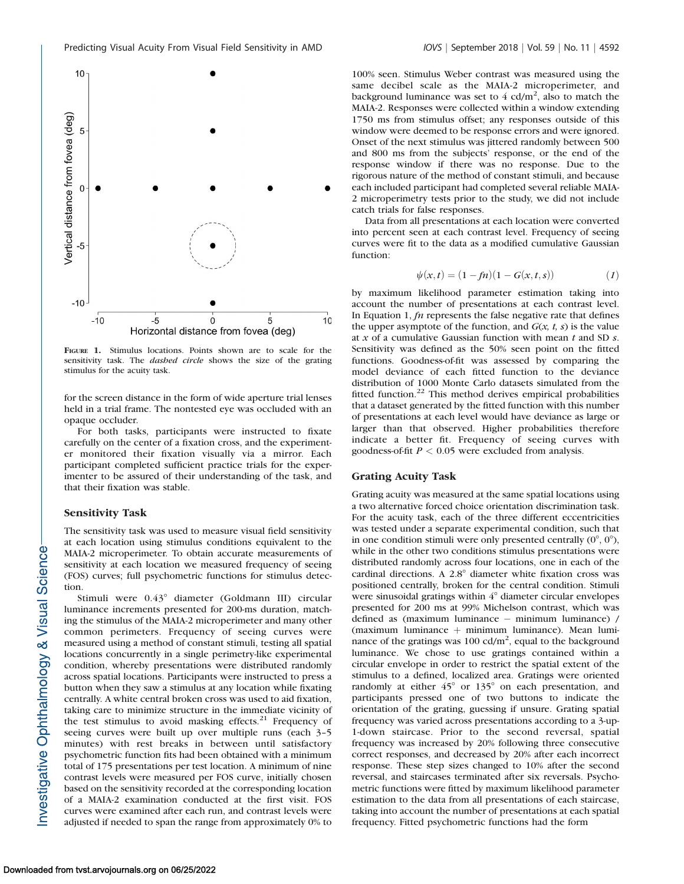**Figure 1.** Stimulus locations. Points shown are to scale for the sensitivity task. The *dashed circle* shows the size of the grating stimulus for the acuity task.

for the screen distance in the form of wide aperture trial lenses held in a trial frame. The nontested eye was occluded with an opaque occluder.

For both tasks, participants were instructed to fixate carefully on the center of a fixation cross, and the experimenter monitored their fixation visually via a mirror. Each participant completed sufficient practice trials for the experimenter to be assured of their understanding of the task, and that their fixation was stable.

### Sensitivity Task

The sensitivity task was used to measure visual field sensitivity at each location using stimulus conditions equivalent to the MAIA-2 microperimeter. To obtain accurate measurements of sensitivity at each location we measured frequency of seeing (FOS) curves; full psychometric functions for stimulus detection.

Stimuli were 0.43° diameter (Goldmann III) circular luminance increments presented for 200-ms duration, matching the stimulus of the MAIA-2 microperimeter and many other common perimeters. Frequency of seeing curves were measured using a method of constant stimuli, testing all spatial locations concurrently in a single perimetry-like experimental condition, whereby presentations were distributed randomly across spatial locations. Participants were instructed to press a button when they saw a stimulus at any location while fixating centrally. A white central broken cross was used to aid fixation, taking care to minimize structure in the immediate vicinity of the test stimulus to avoid masking effects.[21] Frequency of seeing curves were built up over multiple runs (each 3–5 minutes) with rest breaks in between until satisfactory psychometric function fits had been obtained with a minimum total of 175 presentations per test location. A minimum of nine contrast levels were measured per FOS curve, initially chosen based on the sensitivity recorded at the corresponding location of a MAIA-2 examination conducted at the first visit. FOS curves were examined after each run, and contrast levels were adjusted if needed to span the range from approximately 0% to 100% seen. Stimulus Weber contrast was measured using the same decibel scale as the MAIA-2 microperimeter, and background luminance was set to 4 cd/m$^2$, also to match the MAIA-2. Responses were collected within a window extending 1750 ms from stimulus offset; any responses outside of this window were deemed to be response errors and were ignored. Onset of the next stimulus was jittered randomly between 500 and 800 ms from the subjects' response, or the end of the response window if there was no response. Due to the rigorous nature of the method of constant stimuli, and because each included participant had completed several reliable MAIA-2 microperimetry tests prior to the study, we did not include catch trials for false responses.

Data from all presentations at each location were converted into percent seen at each contrast level. Frequency of seeing curves were fit to the data as a modified cumulative Gaussian function:

$$\psi(x,t) = (1 - fn)(1 - G(x,t,s)) \qquad (1)$$

by maximum likelihood parameter estimation taking into account the number of presentations at each contrast level. In Equation 1, $fn$ represents the false negative rate that defines the upper asymptote of the function, and $G(x, t, s)$ is the value at $x$ of a cumulative Gaussian function with mean $t$ and SD $s$. Sensitivity was defined as the 50% seen point on the fitted functions. Goodness-of-fit was assessed by comparing the model deviance of each fitted function to the deviance distribution of 1000 Monte Carlo datasets simulated from the fitted function.[22] This method derives empirical probabilities that a dataset generated by the fitted function with this number of presentations at each level would have deviance as large or larger than that observed. Higher probabilities therefore indicate a better fit. Frequency of seeing curves with goodness-of-fit $P < 0.05$ were excluded from analysis.

### Grating Acuity Task

Grating acuity was measured at the same spatial locations using a two alternative forced choice orientation discrimination task. For the acuity task, each of the three different eccentricities was tested under a separate experimental condition, such that in one condition stimuli were only presented centrally (0°, 0°), while in the other two conditions stimulus presentations were distributed randomly across four locations, one in each of the cardinal directions. A 2.8° diameter white fixation cross was positioned centrally, broken for the central condition. Stimuli were sinusoidal gratings within 4° diameter circular envelopes presented for 200 ms at 99% Michelson contrast, which was defined as (maximum luminance − minimum luminance) / (maximum luminance + minimum luminance). Mean luminance of the gratings was 100 cd/m$^2$, equal to the background luminance. We chose to use gratings contained within a circular envelope in order to restrict the spatial extent of the stimulus to a defined, localized area. Gratings were oriented randomly at either 45° or 135° on each presentation, and participants pressed one of two buttons to indicate the orientation of the grating, guessing if unsure. Grating spatial frequency was varied across presentations according to a 3-up-1-down staircase. Prior to the second reversal, spatial frequency was increased by 20% following three consecutive correct responses, and decreased by 20% after each incorrect response. These step sizes changed to 10% after the second reversal, and staircases terminated after six reversals. Psychometric functions were fitted by maximum likelihood parameter estimation to the data from all presentations of each staircase, taking into account the number of presentations at each spatial frequency. Fitted psychometric functions had the form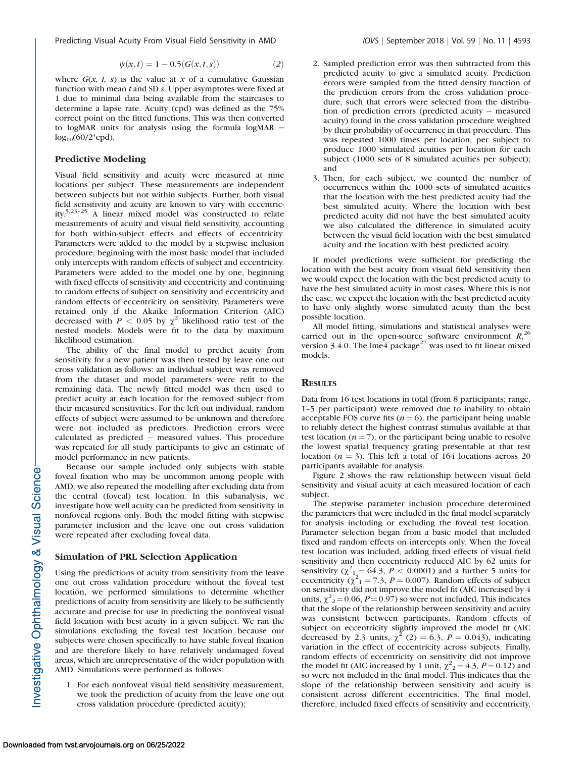$$\psi(x, t) = 1 - 0.5(G(x, t, s)) \qquad (2)$$

where $G(x, t, s)$ is the value at $x$ of a cumulative Gaussian function with mean $t$ and SD $s$. Upper asymptotes were fixed at 1 due to minimal data being available from the staircases to determine a lapse rate. Acuity (cpd) was defined as the 75% correct point on the fitted functions. This was then converted to logMAR units for analysis using the formula logMAR = $\log_{10}(60/2^*\text{cpd})$.

### Predictive Modeling

Visual field sensitivity and acuity were measured at nine locations per subject. These measurements are independent between subjects but not within subjects. Further, both visual field sensitivity and acuity are known to vary with eccentricity.[5,23–25] A linear mixed model was constructed to relate measurements of acuity and visual field sensitivity, accounting for both within-subject effects and effects of eccentricity. Parameters were added to the model by a stepwise inclusion procedure, beginning with the most basic model that included only intercepts with random effects of subject and eccentricity. Parameters were added to the model one by one, beginning with fixed effects of sensitivity and eccentricity and continuing to random effects of subject on sensitivity and eccentricity and random effects of eccentricity on sensitivity. Parameters were retained only if the Akaike Information Criterion (AIC) decreased with $P < 0.05$ by $\chi^2$ likelihood ratio test of the nested models. Models were fit to the data by maximum likelihood estimation.

The ability of the final model to predict acuity from sensitivity for a new patient was then tested by leave one out cross validation as follows: an individual subject was removed from the dataset and model parameters were refit to the remaining data. The newly fitted model was then used to predict acuity at each location for the removed subject from their measured sensitivities. For the left out individual, random effects of subject were assumed to be unknown and therefore were not included as predictors. Prediction errors were calculated as predicted − measured values. This procedure was repeated for all study participants to give an estimate of model performance in new patients.

Because our sample included only subjects with stable foveal fixation who may be uncommon among people with AMD, we also repeated the modelling after excluding data from the central (foveal) test location. In this subanalysis, we investigate how well acuity can be predicted from sensitivity in nonfoveal regions only. Both the model fitting with stepwise parameter inclusion and the leave one out cross validation were repeated after excluding foveal data.

### Simulation of PRL Selection Application

Using the predictions of acuity from sensitivity from the leave one out cross validation procedure without the foveal test location, we performed simulations to determine whether predictions of acuity from sensitivity are likely to be sufficiently accurate and precise for use in predicting the nonfoveal visual field location with best acuity in a given subject. We ran the simulations excluding the foveal test location because our subjects were chosen specifically to have stable foveal fixation and are therefore likely to have relatively undamaged foveal areas, which are unrepresentative of the wider population with AMD. Simulations were performed as follows:

1. For each nonfoveal visual field sensitivity measurement, we took the prediction of acuity from the leave one out cross validation procedure (predicted acuity);
2. Sampled prediction error was then subtracted from this predicted acuity to give a simulated acuity. Prediction errors were sampled from the fitted density function of the prediction errors from the cross validation procedure, such that errors were selected from the distribution of prediction errors (predicted acuity − measured acuity) found in the cross validation procedure weighted by their probability of occurrence in that procedure. This was repeated 1000 times per location, per subject to produce 1000 simulated acuities per location for each subject (1000 sets of 8 simulated acuities per subject); and
3. Then, for each subject, we counted the number of occurrences within the 1000 sets of simulated acuities that the location with the best predicted acuity had the best simulated acuity. Where the location with best predicted acuity did not have the best simulated acuity we also calculated the difference in simulated acuity between the visual field location with the best simulated acuity and the location with best predicted acuity.

If model predictions were sufficient for predicting the location with the best acuity from visual field sensitivity then we would expect the location with the best predicted acuity to have the best simulated acuity in most cases. Where this is not the case, we expect the location with the best predicted acuity to have only slightly worse simulated acuity than the best possible location.

All model fitting, simulations and statistical analyses were carried out in the open-source software environment *R*,[26] version 3.4.0. The lme4 package[27] was used to fit linear mixed models.

## Results

Data from 16 test locations in total (from 8 participants; range, 1–5 per participant) were removed due to inability to obtain acceptable FOS curve fits ($n = 6$), the participant being unable to reliably detect the highest contrast stimulus available at that test location ($n = 7$), or the participant being unable to resolve the lowest spatial frequency grating presentable at that test location ($n = 3$). This left a total of 164 locations across 20 participants available for analysis.

Figure 2 shows the raw relationship between visual field sensitivity and visual acuity at each measured location of each subject.

The stepwise parameter inclusion procedure determined the parameters that were included in the final model separately for analysis including or excluding the foveal test location. Parameter selection began from a basic model that included fixed and random effects on intercepts only. When the foveal test location was included, adding fixed effects of visual field sensitivity and then eccentricity reduced AIC by 62 units for sensitivity ($\chi^2_1 = 64.3$, $P < 0.0001$) and a further 5 units for eccentricity ($\chi^2_1 = 7.3$, $P = 0.007$). Random effects of subject on sensitivity did not improve the model fit (AIC increased by 4 units, $\chi^2_2 = 0.06$, $P = 0.97$) so were not included. This indicates that the slope of the relationship between sensitivity and acuity was consistent between participants. Random effects of subject on eccentricity slightly improved the model fit (AIC decreased by 2.3 units, $\chi^2(2) = 6.3$, $P = 0.043$), indicating variation in the effect of eccentricity across subjects. Finally, random effects of eccentricity on sensitivity did not improve the model fit (AIC increased by 1 unit, $\chi^2_2 = 4.3$, $P = 0.12$) and so were not included in the final model. This indicates that the slope of the relationship between sensitivity and acuity is consistent across different eccentricities. The final model, therefore, included fixed effects of sensitivity and eccentricity,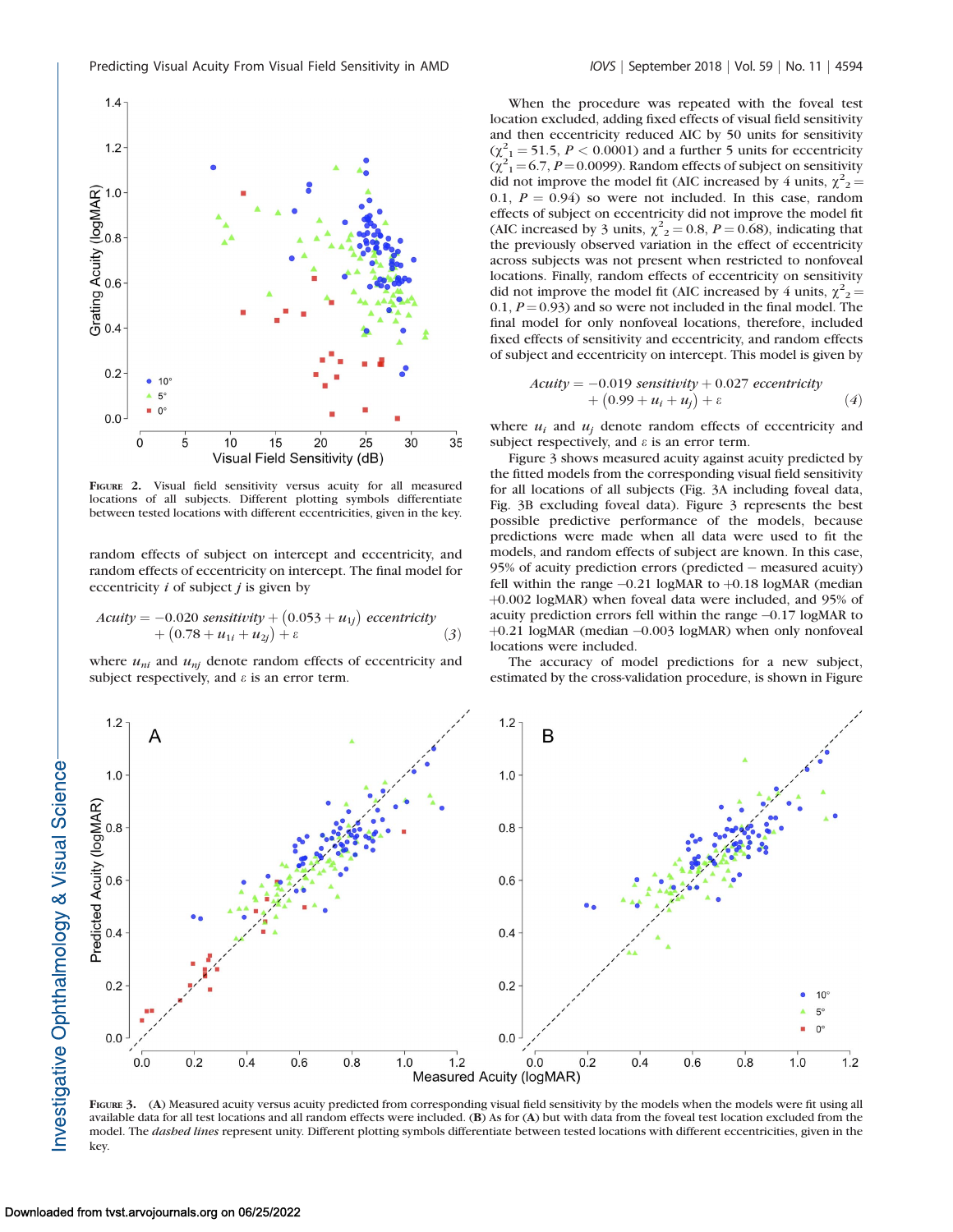FIGURE 2. Visual field sensitivity versus acuity for all measured locations of all subjects. Different plotting symbols differentiate between tested locations with different eccentricities, given in the key.

random effects of subject on intercept and eccentricity, and random effects of eccentricity on intercept. The final model for eccentricity $i$ of subject $j$ is given by

$$Acuity = -0.020\ sensitivity + \left(0.053 + u_{1j}\right)\ eccentricity + \left(0.78 + u_{1i} + u_{2j}\right) + \varepsilon \qquad (3)$$

where $u_{ni}$ and $u_{nj}$ denote random effects of eccentricity and subject respectively, and $\varepsilon$ is an error term.

When the procedure was repeated with the foveal test location excluded, adding fixed effects of visual field sensitivity and then eccentricity reduced AIC by 50 units for sensitivity ($\chi^2_1 = 51.5$, $P < 0.0001$) and a further 5 units for eccentricity ($\chi^2_1 = 6.7$, $P = 0.0099$). Random effects of subject on sensitivity did not improve the model fit (AIC increased by 4 units, $\chi^2_2 = 0.1$, $P = 0.94$) so were not included. In this case, random effects of subject on eccentricity did not improve the model fit (AIC increased by 3 units, $\chi^2_2 = 0.8$, $P = 0.68$), indicating that the previously observed variation in the effect of eccentricity across subjects was not present when restricted to nonfoveal locations. Finally, random effects of eccentricity on sensitivity did not improve the model fit (AIC increased by 4 units, $\chi^2_2 = 0.1$, $P = 0.93$) and so were not included in the final model. The final model for only nonfoveal locations, therefore, included fixed effects of sensitivity and eccentricity, and random effects of subject and eccentricity on intercept. This model is given by

$$Acuity = -0.019\ sensitivity + 0.027\ eccentricity + \left(0.99 + u_i + u_j\right) + \varepsilon \qquad (4)$$

where $u_i$ and $u_j$ denote random effects of eccentricity and subject respectively, and $\varepsilon$ is an error term.

Figure 3 shows measured acuity against acuity predicted by the fitted models from the corresponding visual field sensitivity for all locations of all subjects (Fig. 3A including foveal data, Fig. 3B excluding foveal data). Figure 3 represents the best possible predictive performance of the models, because predictions were made when all data were used to fit the models, and random effects of subject are known. In this case, 95% of acuity prediction errors (predicted − measured acuity) fell within the range −0.21 logMAR to +0.18 logMAR (median +0.002 logMAR) when foveal data were included, and 95% of acuity prediction errors fell within the range −0.17 logMAR to +0.21 logMAR (median −0.003 logMAR) when only nonfoveal locations were included.

The accuracy of model predictions for a new subject, estimated by the cross-validation procedure, is shown in Figure

FIGURE 3. (A) Measured acuity versus acuity predicted from corresponding visual field sensitivity by the models when the models were fit using all available data for all test locations and all random effects were included. (B) As for (A) but with data from the foveal test location excluded from the model. The *dashed lines* represent unity. Different plotting symbols differentiate between tested locations with different eccentricities, given in the key.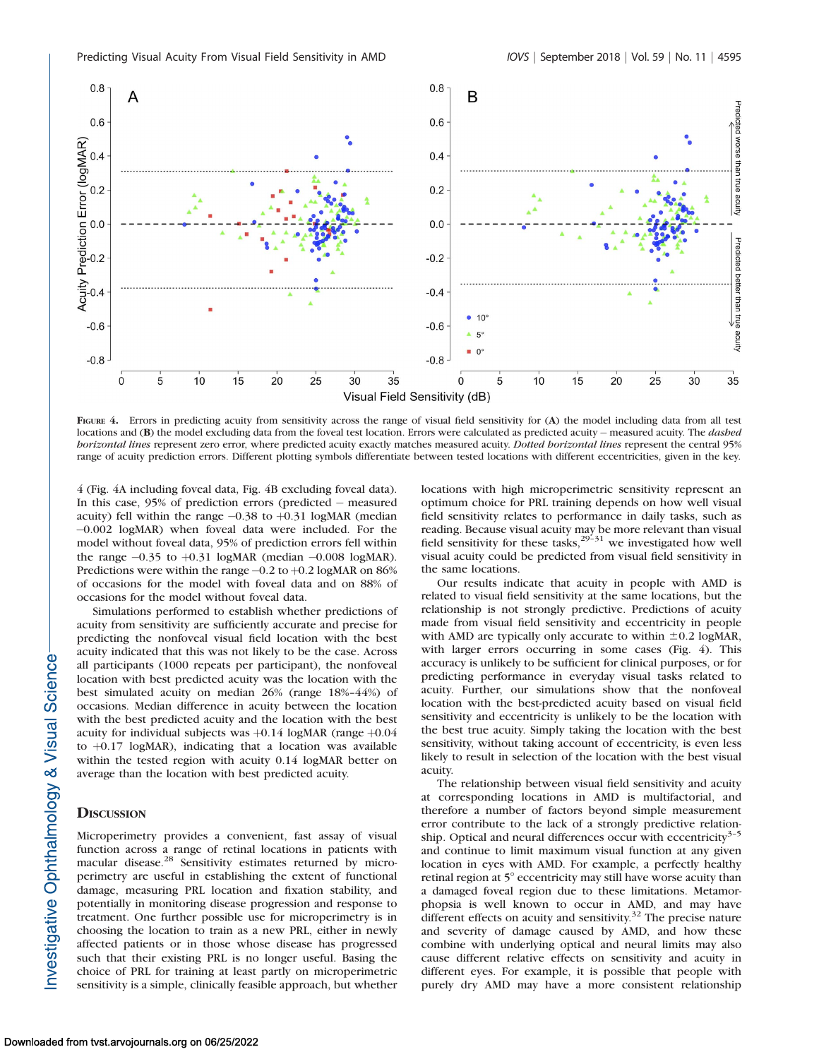**Figure 4.** Errors in predicting acuity from sensitivity across the range of visual field sensitivity for (**A**) the model including data from all test locations and (**B**) the model excluding data from the foveal test location. Errors were calculated as predicted acuity − measured acuity. The *dashed horizontal lines* represent zero error, where predicted acuity exactly matches measured acuity. *Dotted horizontal lines* represent the central 95% range of acuity prediction errors. Different plotting symbols differentiate between tested locations with different eccentricities, given in the key.

4 (Fig. 4A including foveal data, Fig. 4B excluding foveal data). In this case, 95% of prediction errors (predicted − measured acuity) fell within the range −0.38 to +0.31 logMAR (median −0.002 logMAR) when foveal data were included. For the model without foveal data, 95% of prediction errors fell within the range −0.35 to +0.31 logMAR (median −0.008 logMAR). Predictions were within the range −0.2 to +0.2 logMAR on 86% of occasions for the model with foveal data and on 88% of occasions for the model without foveal data.

Simulations performed to establish whether predictions of acuity from sensitivity are sufficiently accurate and precise for predicting the nonfoveal visual field location with the best acuity indicated that this was not likely to be the case. Across all participants (1000 repeats per participant), the nonfoveal location with best predicted acuity was the location with the best simulated acuity on median 26% (range 18%–44%) of occasions. Median difference in acuity between the location with the best predicted acuity and the location with the best acuity for individual subjects was +0.14 logMAR (range +0.04 to +0.17 logMAR), indicating that a location was available within the tested region with acuity 0.14 logMAR better on average than the location with best predicted acuity.

## Discussion

Microperimetry provides a convenient, fast assay of visual function across a range of retinal locations in patients with macular disease.[28] Sensitivity estimates returned by microperimetry are useful in establishing the extent of functional damage, measuring PRL location and fixation stability, and potentially in monitoring disease progression and response to treatment. One further possible use for microperimetry is in choosing the location to train as a new PRL, either in newly affected patients or in those whose disease has progressed such that their existing PRL is no longer useful. Basing the choice of PRL for training at least partly on microperimetric sensitivity is a simple, clinically feasible approach, but whether locations with high microperimetric sensitivity represent an optimum choice for PRL training depends on how well visual field sensitivity relates to performance in daily tasks, such as reading. Because visual acuity may be more relevant than visual field sensitivity for these tasks,[29–31] we investigated how well visual acuity could be predicted from visual field sensitivity in the same locations.

Our results indicate that acuity in people with AMD is related to visual field sensitivity at the same locations, but the relationship is not strongly predictive. Predictions of acuity made from visual field sensitivity and eccentricity in people with AMD are typically only accurate to within ±0.2 logMAR, with larger errors occurring in some cases (Fig. 4). This accuracy is unlikely to be sufficient for clinical purposes, or for predicting performance in everyday visual tasks related to acuity. Further, our simulations show that the nonfoveal location with the best-predicted acuity based on visual field sensitivity and eccentricity is unlikely to be the location with the best true acuity. Simply taking the location with the best sensitivity, without taking account of eccentricity, is even less likely to result in selection of the location with the best visual acuity.

The relationship between visual field sensitivity and acuity at corresponding locations in AMD is multifactorial, and therefore a number of factors beyond simple measurement error contribute to the lack of a strongly predictive relationship. Optical and neural differences occur with eccentricity[3–5] and continue to limit maximum visual function at any given location in eyes with AMD. For example, a perfectly healthy retinal region at 5° eccentricity may still have worse acuity than a damaged foveal region due to these limitations. Metamorphopsia is well known to occur in AMD, and may have different effects on acuity and sensitivity.[32] The precise nature and severity of damage caused by AMD, and how these combine with underlying optical and neural limits may also cause different relative effects on sensitivity and acuity in different eyes. For example, it is possible that people with purely dry AMD may have a more consistent relationship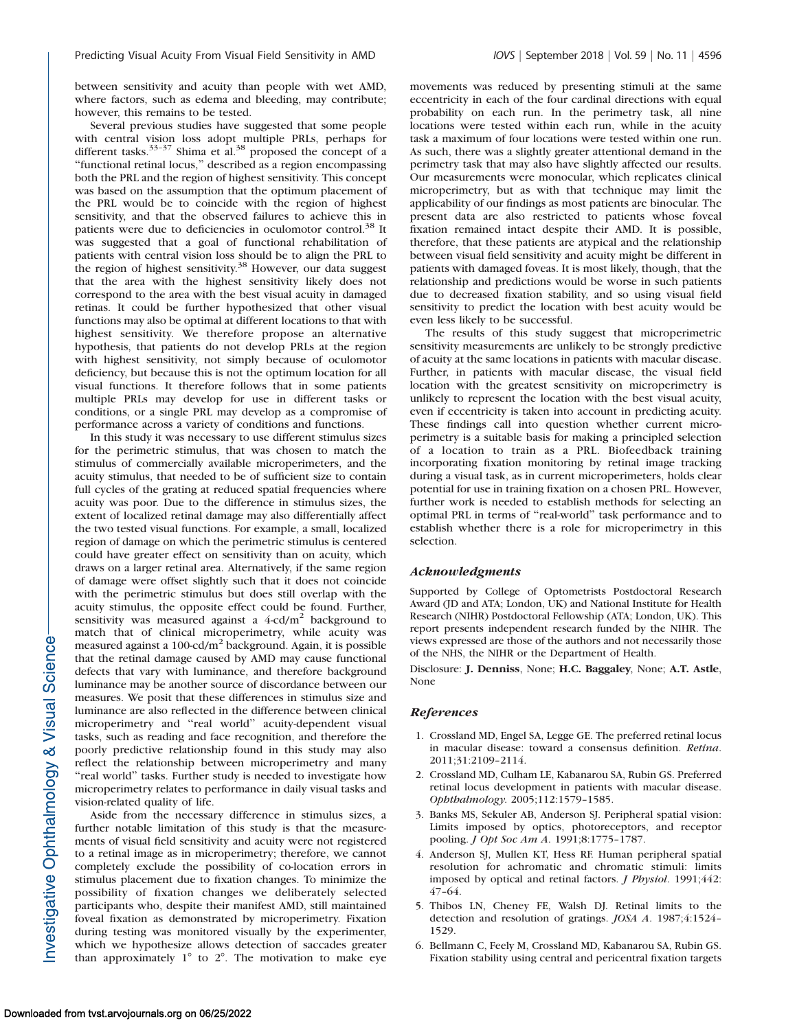between sensitivity and acuity than people with wet AMD, where factors, such as edema and bleeding, may contribute; however, this remains to be tested.

Several previous studies have suggested that some people with central vision loss adopt multiple PRLs, perhaps for different tasks.[33–37] Shima et al.[38] proposed the concept of a "functional retinal locus," described as a region encompassing both the PRL and the region of highest sensitivity. This concept was based on the assumption that the optimum placement of the PRL would be to coincide with the region of highest sensitivity, and that the observed failures to achieve this in patients were due to deficiencies in oculomotor control.[38] It was suggested that a goal of functional rehabilitation of patients with central vision loss should be to align the PRL to the region of highest sensitivity.[38] However, our data suggest that the area with the highest sensitivity likely does not correspond to the area with the best visual acuity in damaged retinas. It could be further hypothesized that other visual functions may also be optimal at different locations to that with highest sensitivity. We therefore propose an alternative hypothesis, that patients do not develop PRLs at the region with highest sensitivity, not simply because of oculomotor deficiency, but because this is not the optimum location for all visual functions. It therefore follows that in some patients multiple PRLs may develop for use in different tasks or conditions, or a single PRL may develop as a compromise of performance across a variety of conditions and functions.

In this study it was necessary to use different stimulus sizes for the perimetric stimulus, that was chosen to match the stimulus of commercially available microperimeters, and the acuity stimulus, that needed to be of sufficient size to contain full cycles of the grating at reduced spatial frequencies where acuity was poor. Due to the difference in stimulus sizes, the extent of localized retinal damage may also differentially affect the two tested visual functions. For example, a small, localized region of damage on which the perimetric stimulus is centered could have greater effect on sensitivity than on acuity, which draws on a larger retinal area. Alternatively, if the same region of damage were offset slightly such that it does not coincide with the perimetric stimulus but does still overlap with the acuity stimulus, the opposite effect could be found. Further, sensitivity was measured against a 4-cd/m$^2$ background to match that of clinical microperimetry, while acuity was measured against a 100-cd/m$^2$ background. Again, it is possible that the retinal damage caused by AMD may cause functional defects that vary with luminance, and therefore background luminance may be another source of discordance between our measures. We posit that these differences in stimulus size and luminance are also reflected in the difference between clinical microperimetry and "real world" acuity-dependent visual tasks, such as reading and face recognition, and therefore the poorly predictive relationship found in this study may also reflect the relationship between microperimetry and many "real world" tasks. Further study is needed to investigate how microperimetry relates to performance in daily visual tasks and vision-related quality of life.

Aside from the necessary difference in stimulus sizes, a further notable limitation of this study is that the measurements of visual field sensitivity and acuity were not registered to a retinal image as in microperimetry; therefore, we cannot completely exclude the possibility of co-location errors in stimulus placement due to fixation changes. To minimize the possibility of fixation changes we deliberately selected participants who, despite their manifest AMD, still maintained foveal fixation as demonstrated by microperimetry. Fixation during testing was monitored visually by the experimenter, which we hypothesize allows detection of saccades greater than approximately 1° to 2°. The motivation to make eye movements was reduced by presenting stimuli at the same eccentricity in each of the four cardinal directions with equal probability on each run. In the perimetry task, all nine locations were tested within each run, while in the acuity task a maximum of four locations were tested within one run. As such, there was a slightly greater attentional demand in the perimetry task that may also have slightly affected our results. Our measurements were monocular, which replicates clinical microperimetry, but as with that technique may limit the applicability of our findings as most patients are binocular. The present data are also restricted to patients whose foveal fixation remained intact despite their AMD. It is possible, therefore, that these patients are atypical and the relationship between visual field sensitivity and acuity might be different in patients with damaged foveas. It is most likely, though, that the relationship and predictions would be worse in such patients due to decreased fixation stability, and so using visual field sensitivity to predict the location with best acuity would be even less likely to be successful.

The results of this study suggest that microperimetric sensitivity measurements are unlikely to be strongly predictive of acuity at the same locations in patients with macular disease. Further, in patients with macular disease, the visual field location with the greatest sensitivity on microperimetry is unlikely to represent the location with the best visual acuity, even if eccentricity is taken into account in predicting acuity. These findings call into question whether current microperimetry is a suitable basis for making a principled selection of a location to train as a PRL. Biofeedback training incorporating fixation monitoring by retinal image tracking during a visual task, as in current microperimeters, holds clear potential for use in training fixation on a chosen PRL. However, further work is needed to establish methods for selecting an optimal PRL in terms of "real-world" task performance and to establish whether there is a role for microperimetry in this selection.

## *Acknowledgments*

Supported by College of Optometrists Postdoctoral Research Award (JD and ATA; London, UK) and National Institute for Health Research (NIHR) Postdoctoral Fellowship (ATA; London, UK). This report presents independent research funded by the NIHR. The views expressed are those of the authors and not necessarily those of the NHS, the NIHR or the Department of Health.

Disclosure: **J. Denniss**, None; **H.C. Baggaley**, None; **A.T. Astle**, None

## *References*

1. Crossland MD, Engel SA, Legge GE. The preferred retinal locus in macular disease: toward a consensus definition. *Retina*. 2011;31:2109–2114.
2. Crossland MD, Culham LE, Kabanarou SA, Rubin GS. Preferred retinal locus development in patients with macular disease. *Ophthalmology*. 2005;112:1579–1585.
3. Banks MS, Sekuler AB, Anderson SJ. Peripheral spatial vision: Limits imposed by optics, photoreceptors, and receptor pooling. *J Opt Soc Am A*. 1991;8:1775–1787.
4. Anderson SJ, Mullen KT, Hess RF. Human peripheral spatial resolution for achromatic and chromatic stimuli: limits imposed by optical and retinal factors. *J Physiol*. 1991;442:47–64.
5. Thibos LN, Cheney FE, Walsh DJ. Retinal limits to the detection and resolution of gratings. *JOSA A*. 1987;4:1524–1529.
6. Bellmann C, Feely M, Crossland MD, Kabanarou SA, Rubin GS. Fixation stability using central and pericentral fixation targets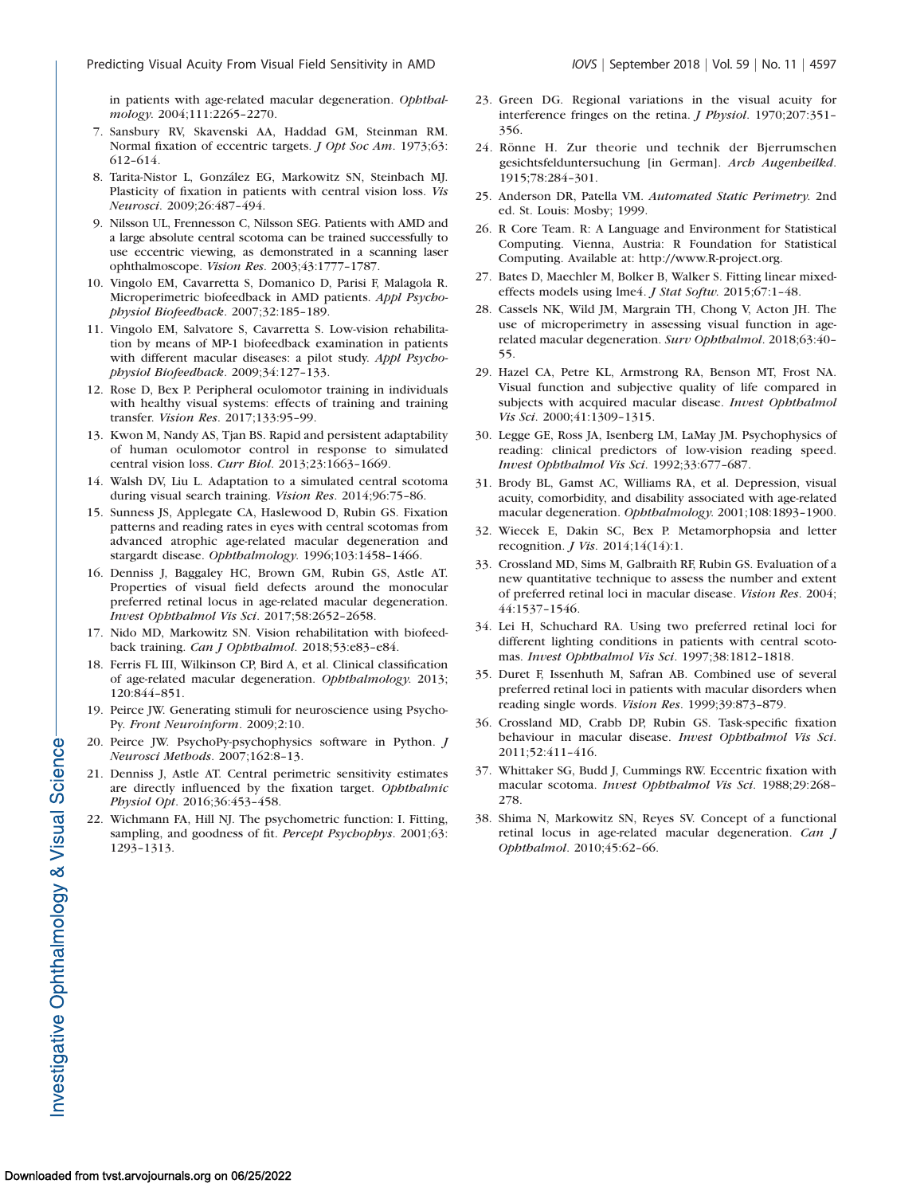in patients with age-related macular degeneration. *Ophthalmology.* 2004;111:2265–2270.

7. Sansbury RV, Skavenski AA, Haddad GM, Steinman RM. Normal fixation of eccentric targets. *J Opt Soc Am*. 1973;63:612–614.
8. Tarita-Nistor L, González EG, Markowitz SN, Steinbach MJ. Plasticity of fixation in patients with central vision loss. *Vis Neurosci.* 2009;26:487–494.
9. Nilsson UL, Frennesson C, Nilsson SEG. Patients with AMD and a large absolute central scotoma can be trained successfully to use eccentric viewing, as demonstrated in a scanning laser ophthalmoscope. *Vision Res*. 2003;43:1777–1787.
10. Vingolo EM, Cavarretta S, Domanico D, Parisi F, Malagola R. Microperimetric biofeedback in AMD patients. *Appl Psychophysiol Biofeedback*. 2007;32:185–189.
11. Vingolo EM, Salvatore S, Cavarretta S. Low-vision rehabilitation by means of MP-1 biofeedback examination in patients with different macular diseases: a pilot study. *Appl Psychophysiol Biofeedback*. 2009;34:127–133.
12. Rose D, Bex P. Peripheral oculomotor training in individuals with healthy visual systems: effects of training and training transfer. *Vision Res*. 2017;133:95–99.
13. Kwon M, Nandy AS, Tjan BS. Rapid and persistent adaptability of human oculomotor control in response to simulated central vision loss. *Curr Biol.* 2013;23:1663–1669.
14. Walsh DV, Liu L. Adaptation to a simulated central scotoma during visual search training. *Vision Res*. 2014;96:75–86.
15. Sunness JS, Applegate CA, Haslewood D, Rubin GS. Fixation patterns and reading rates in eyes with central scotomas from advanced atrophic age-related macular degeneration and stargardt disease. *Ophthalmology.* 1996;103:1458–1466.
16. Denniss J, Baggaley HC, Brown GM, Rubin GS, Astle AT. Properties of visual field defects around the monocular preferred retinal locus in age-related macular degeneration. *Invest Ophthalmol Vis Sci*. 2017;58:2652–2658.
17. Nido MD, Markowitz SN. Vision rehabilitation with biofeedback training. *Can J Ophthalmol*. 2018;53:e83–e84.
18. Ferris FL III, Wilkinson CP, Bird A, et al. Clinical classification of age-related macular degeneration. *Ophthalmology.* 2013;120:844–851.
19. Peirce JW. Generating stimuli for neuroscience using PsychoPy. *Front Neuroinform*. 2009;2:10.
20. Peirce JW. PsychoPy-psychophysics software in Python. *J Neurosci Methods*. 2007;162:8–13.
21. Denniss J, Astle AT. Central perimetric sensitivity estimates are directly influenced by the fixation target. *Ophthalmic Physiol Opt*. 2016;36:453–458.
22. Wichmann FA, Hill NJ. The psychometric function: I. Fitting, sampling, and goodness of fit. *Percept Psychophys*. 2001;63:1293–1313.
23. Green DG. Regional variations in the visual acuity for interference fringes on the retina. *J Physiol*. 1970;207:351–356.
24. Rönne H. Zur theorie und technik der Bjerrumschen gesichtsfelduntersuchung [in German]. *Arch Augenheilkd*. 1915;78:284–301.
25. Anderson DR, Patella VM. *Automated Static Perimetry.* 2nd ed. St. Louis: Mosby; 1999.
26. R Core Team. R: A Language and Environment for Statistical Computing. Vienna, Austria: R Foundation for Statistical Computing. Available at: http://www.R-project.org.
27. Bates D, Maechler M, Bolker B, Walker S. Fitting linear mixed-effects models using lme4. *J Stat Softw.* 2015;67:1–48.
28. Cassels NK, Wild JM, Margrain TH, Chong V, Acton JH. The use of microperimetry in assessing visual function in age-related macular degeneration. *Surv Ophthalmol*. 2018;63:40–55.
29. Hazel CA, Petre KL, Armstrong RA, Benson MT, Frost NA. Visual function and subjective quality of life compared in subjects with acquired macular disease. *Invest Ophthalmol Vis Sci*. 2000;41:1309–1315.
30. Legge GE, Ross JA, Isenberg LM, LaMay JM. Psychophysics of reading: clinical predictors of low-vision reading speed. *Invest Ophthalmol Vis Sci*. 1992;33:677–687.
31. Brody BL, Gamst AC, Williams RA, et al. Depression, visual acuity, comorbidity, and disability associated with age-related macular degeneration. *Ophthalmology.* 2001;108:1893–1900.
32. Wiecek E, Dakin SC, Bex P. Metamorphopsia and letter recognition. *J Vis*. 2014;14(14):1.
33. Crossland MD, Sims M, Galbraith RF, Rubin GS. Evaluation of a new quantitative technique to assess the number and extent of preferred retinal loci in macular disease. *Vision Res*. 2004;44:1537–1546.
34. Lei H, Schuchard RA. Using two preferred retinal loci for different lighting conditions in patients with central scotomas. *Invest Ophthalmol Vis Sci*. 1997;38:1812–1818.
35. Duret F, Issenhuth M, Safran AB. Combined use of several preferred retinal loci in patients with macular disorders when reading single words. *Vision Res*. 1999;39:873–879.
36. Crossland MD, Crabb DP, Rubin GS. Task-specific fixation behaviour in macular disease. *Invest Ophthalmol Vis Sci*. 2011;52:411–416.
37. Whittaker SG, Budd J, Cummings RW. Eccentric fixation with macular scotoma. *Invest Ophthalmol Vis Sci*. 1988;29:268–278.
38. Shima N, Markowitz SN, Reyes SV. Concept of a functional retinal locus in age-related macular degeneration. *Can J Ophthalmol*. 2010;45:62–66.